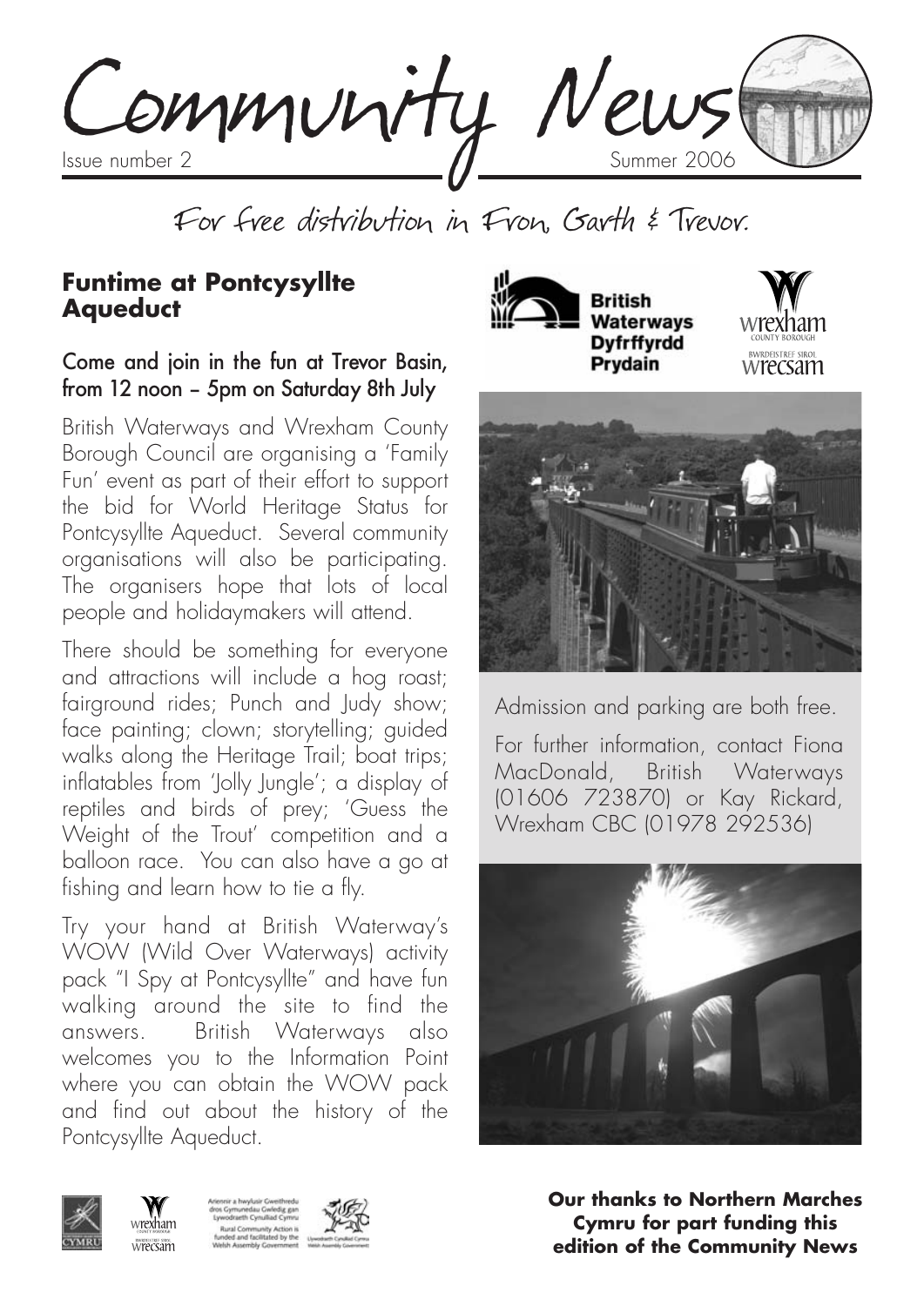# Community News

Issue number 2 Summer 2006

For free distribution in Fron, Garth & Trevor.

## Funtime at Pontcysyllte Aqueduct

### Come and join in the fun at Trevor Basin, from 12 noon – 5pm on Saturday 8th July

British Waterways and Wrexham County Borough Council are organising a 'Family Fun' event as part of their effort to support the bid for World Heritage Status for Pontcysyllte Aqueduct. Several community organisations will also be participating. The organisers hope that lots of local people and holidaymakers will attend.

There should be something for everyone and attractions will include a hog roast; fairground rides; Punch and Judy show; face painting; clown; storytelling; guided walks along the Heritage Trail; boat trips; inflatables from 'Jolly Jungle'; a display of reptiles and birds of prey; 'Guess the Weight of the Trout' competition and a balloon race. You can also have a go at fishing and learn how to tie a fly.

Try your hand at British Waterway's WOW (Wild Over Waterways) activity pack "I Spy at Pontcysyllte" and have fun walking around the site to find the answers. British Waterways also welcomes you to the Information Point where you can obtain the WOW pack and find out about the history of the Pontcysyllte Aqueduct.

British Waterways Dyfrffyrdd Prydain

wrexham COUNTY BOROUGH BWRDEISTREF SIROL wrecsam

Admission and parking are both free.

For further information, contact Fiona MacDonald, British Waterways (01606 723870) or Kay Rickard, Wrexham CBC (01978 292536)

Ariennir a hwylusir Gweithredu dros Gymunedau Gwledig gan Lywodraeth Cynulliad Cymru

Rural Community Action is funded and facilitated by the Welsh Assembly Government

**Our thanks to Northern Marches Cymru for part funding this edition of the Community News**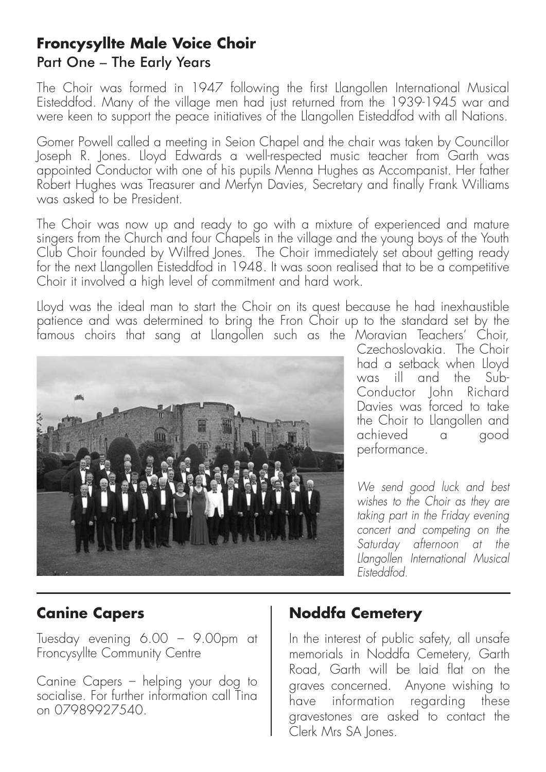## Froncysyllte Male Voice Choir

### Part One – The Early Years

The Choir was formed in 1947 following the first Llangollen International Musical Eisteddfod. Many of the village men had just returned from the 1939-1945 war and were keen to support the peace initiatives of the Llangollen Eisteddfod with all Nations.

Gomer Powell called a meeting in Seion Chapel and the chair was taken by Councillor Joseph R. Jones. Lloyd Edwards a well-respected music teacher from Garth was appointed Conductor with one of his pupils Menna Hughes as Accompanist. Her father Robert Hughes was Treasurer and Merfyn Davies, Secretary and finally Frank Williams was asked to be President.

The Choir was now up and ready to go with a mixture of experienced and mature singers from the Church and four Chapels in the village and the young boys of the Youth Club Choir founded by Wilfred Jones. The Choir immediately set about getting ready for the next Llangollen Eisteddfod in 1948. It was soon realised that to be a competitive Choir it involved a high level of commitment and hard work.

Lloyd was the ideal man to start the Choir on its quest because he had inexhaustible patience and was determined to bring the Fron Choir up to the standard set by the famous choirs that sang at Llangollen such as the Moravian Teachers' Choir, Czechoslovakia. The Choir had a setback when Lloyd was ill and the Sub-Conductor John Richard Davies was forced to take the Choir to Llangollen and achieved a good performance.

*We send good luck and best wishes to the Choir as they are taking part in the Friday evening concert and competing on the Saturday afternoon at the Llangollen International Musical Eisteddfod.*

## Canine Capers

Tuesday evening 6.00 – 9.00pm at Froncysyllte Community Centre

Canine Capers – helping your dog to socialise. For further information call Tina on 07989927540.

## Noddfa Cemetery

In the interest of public safety, all unsafe memorials in Noddfa Cemetery, Garth Road, Garth will be laid flat on the graves concerned. Anyone wishing to have information regarding these gravestones are asked to contact the Clerk Mrs SA Jones.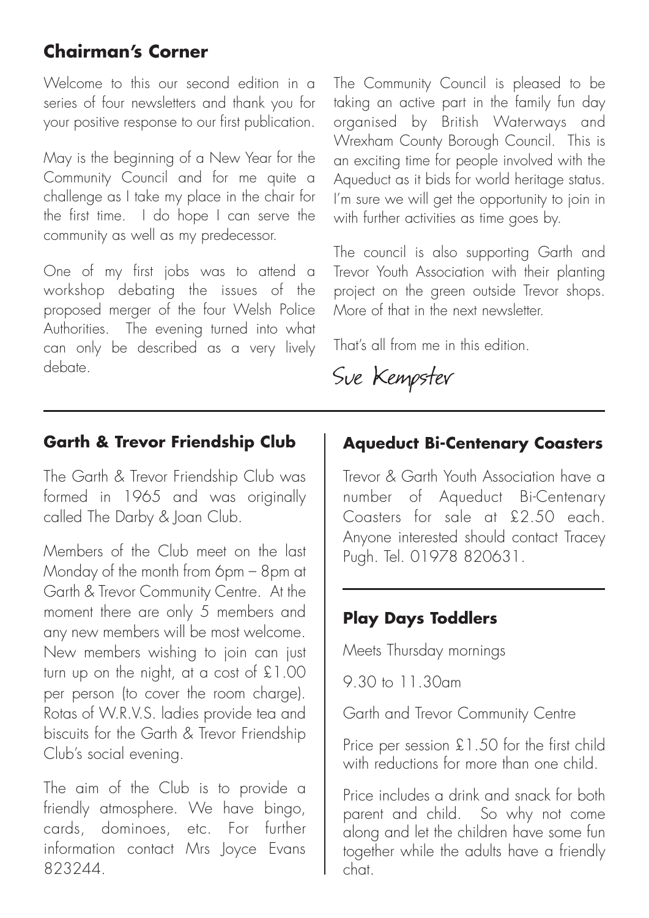## Chairman's Corner

Welcome to this our second edition in a series of four newsletters and thank you for your positive response to our first publication.

May is the beginning of a New Year for the Community Council and for me quite a challenge as I take my place in the chair for the first time. I do hope I can serve the community as well as my predecessor.

One of my first jobs was to attend a workshop debating the issues of the proposed merger of the four Welsh Police Authorities. The evening turned into what can only be described as a very lively debate.

The Community Council is pleased to be taking an active part in the family fun day organised by British Waterways and Wrexham County Borough Council. This is an exciting time for people involved with the Aqueduct as it bids for world heritage status. I'm sure we will get the opportunity to join in with further activities as time goes by.

The council is also supporting Garth and Trevor Youth Association with their planting project on the green outside Trevor shops. More of that in the next newsletter.

That's all from me in this edition.

Sue Kempster

---

## Garth & Trevor Friendship Club

The Garth & Trevor Friendship Club was formed in 1965 and was originally called The Darby & Joan Club.

Members of the Club meet on the last Monday of the month from 6pm – 8pm at Garth & Trevor Community Centre. At the moment there are only 5 members and any new members will be most welcome. New members wishing to join can just turn up on the night, at a cost of £1.00 per person (to cover the room charge). Rotas of W.R.V.S. ladies provide tea and biscuits for the Garth & Trevor Friendship Club's social evening.

The aim of the Club is to provide a friendly atmosphere. We have bingo, cards, dominoes, etc. For further information contact Mrs Joyce Evans 823244.

## Aqueduct Bi-Centenary Coasters

Trevor & Garth Youth Association have a number of Aqueduct Bi-Centenary Coasters for sale at £2.50 each. Anyone interested should contact Tracey Pugh. Tel. 01978 820631.

---

## Play Days Toddlers

Meets Thursday mornings

9.30 to 11.30am

Garth and Trevor Community Centre

Price per session £1.50 for the first child with reductions for more than one child.

Price includes a drink and snack for both parent and child. So why not come along and let the children have some fun together while the adults have a friendly chat.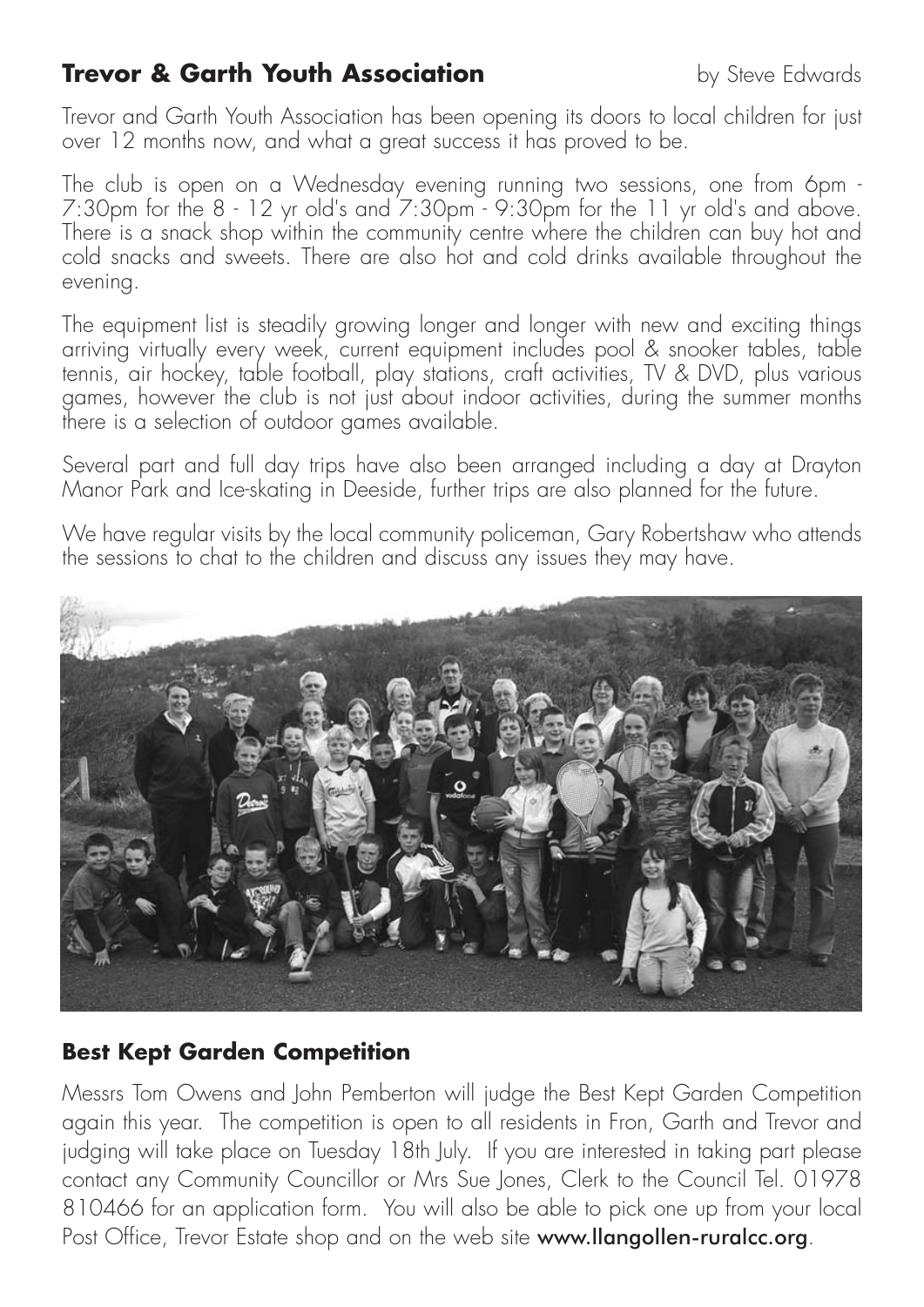## Trevor & Garth Youth Association

by Steve Edwards

Trevor and Garth Youth Association has been opening its doors to local children for just over 12 months now, and what a great success it has proved to be.

The club is open on a Wednesday evening running two sessions, one from 6pm - 7:30pm for the 8 - 12 yr old's and 7:30pm - 9:30pm for the 11 yr old's and above. There is a snack shop within the community centre where the children can buy hot and cold snacks and sweets. There are also hot and cold drinks available throughout the evening.

The equipment list is steadily growing longer and longer with new and exciting things arriving virtually every week, current equipment includes pool & snooker tables, table tennis, air hockey, table football, play stations, craft activities, TV & DVD, plus various games, however the club is not just about indoor activities, during the summer months there is a selection of outdoor games available.

Several part and full day trips have also been arranged including a day at Drayton Manor Park and Ice-skating in Deeside, further trips are also planned for the future.

We have regular visits by the local community policeman, Gary Robertshaw who attends the sessions to chat to the children and discuss any issues they may have.

## Best Kept Garden Competition

Messrs Tom Owens and John Pemberton will judge the Best Kept Garden Competition again this year. The competition is open to all residents in Fron, Garth and Trevor and judging will take place on Tuesday 18th July. If you are interested in taking part please contact any Community Councillor or Mrs Sue Jones, Clerk to the Council Tel. 01978 810466 for an application form. You will also be able to pick one up from your local Post Office, Trevor Estate shop and on the web site **www.llangollen-ruralcc.org**.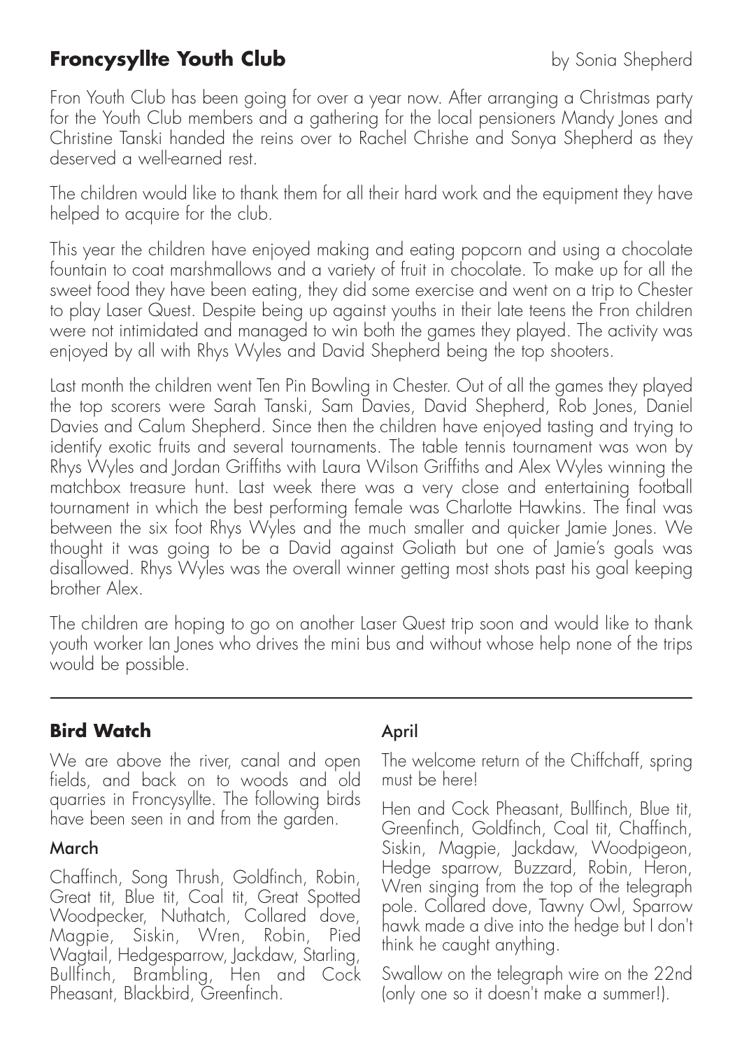## Froncysyllte Youth Club

by Sonia Shepherd

Fron Youth Club has been going for over a year now. After arranging a Christmas party for the Youth Club members and a gathering for the local pensioners Mandy Jones and Christine Tanski handed the reins over to Rachel Chrishe and Sonya Shepherd as they deserved a well-earned rest.

The children would like to thank them for all their hard work and the equipment they have helped to acquire for the club.

This year the children have enjoyed making and eating popcorn and using a chocolate fountain to coat marshmallows and a variety of fruit in chocolate. To make up for all the sweet food they have been eating, they did some exercise and went on a trip to Chester to play Laser Quest. Despite being up against youths in their late teens the Fron children were not intimidated and managed to win both the games they played. The activity was enjoyed by all with Rhys Wyles and David Shepherd being the top shooters.

Last month the children went Ten Pin Bowling in Chester. Out of all the games they played the top scorers were Sarah Tanski, Sam Davies, David Shepherd, Rob Jones, Daniel Davies and Calum Shepherd. Since then the children have enjoyed tasting and trying to identify exotic fruits and several tournaments. The table tennis tournament was won by Rhys Wyles and Jordan Griffiths with Laura Wilson Griffiths and Alex Wyles winning the matchbox treasure hunt. Last week there was a very close and entertaining football tournament in which the best performing female was Charlotte Hawkins. The final was between the six foot Rhys Wyles and the much smaller and quicker Jamie Jones. We thought it was going to be a David against Goliath but one of Jamie's goals was disallowed. Rhys Wyles was the overall winner getting most shots past his goal keeping brother Alex.

The children are hoping to go on another Laser Quest trip soon and would like to thank youth worker Ian Jones who drives the mini bus and without whose help none of the trips would be possible.

---

## Bird Watch

We are above the river, canal and open fields, and back on to woods and old quarries in Froncysyllte. The following birds have been seen in and from the garden.

### March

Chaffinch, Song Thrush, Goldfinch, Robin, Great tit, Blue tit, Coal tit, Great Spotted Woodpecker, Nuthatch, Collared dove, Magpie, Siskin, Wren, Robin, Pied Wagtail, Hedgesparrow, Jackdaw, Starling, Bullfinch, Brambling, Hen and Cock Pheasant, Blackbird, Greenfinch.

### April

The welcome return of the Chiffchaff, spring must be here!

Hen and Cock Pheasant, Bullfinch, Blue tit, Greenfinch, Goldfinch, Coal tit, Chaffinch, Siskin, Magpie, Jackdaw, Woodpigeon, Hedge sparrow, Buzzard, Robin, Heron, Wren singing from the top of the telegraph pole. Collared dove, Tawny Owl, Sparrow hawk made a dive into the hedge but I don't think he caught anything.

Swallow on the telegraph wire on the 22nd (only one so it doesn't make a summer!).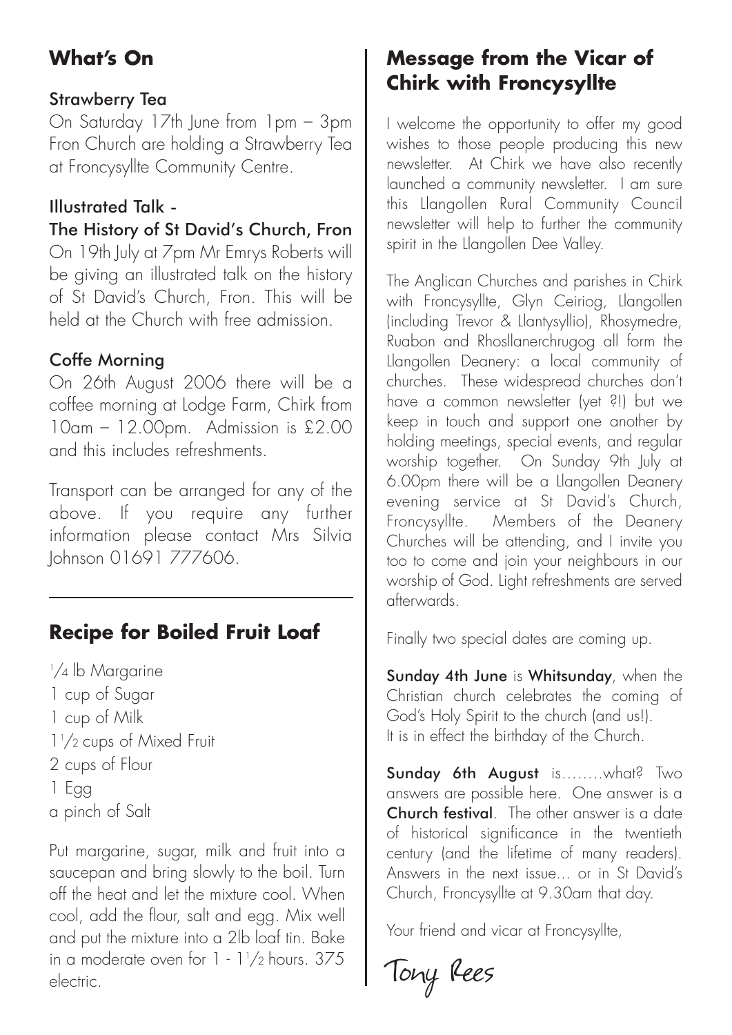## What's On

### Strawberry Tea

On Saturday 17th June from 1pm – 3pm Fron Church are holding a Strawberry Tea at Froncysyllte Community Centre.

### Illustrated Talk - The History of St David's Church, Fron

On 19th July at 7pm Mr Emrys Roberts will be giving an illustrated talk on the history of St David's Church, Fron. This will be held at the Church with free admission.

### Coffe Morning

On 26th August 2006 there will be a coffee morning at Lodge Farm, Chirk from 10am – 12.00pm. Admission is £2.00 and this includes refreshments.

Transport can be arranged for any of the above. If you require any further information please contact Mrs Silvia Johnson 01691 777606.

## Recipe for Boiled Fruit Loaf

1/4 lb Margarine
1 cup of Sugar
1 cup of Milk
1 1/2 cups of Mixed Fruit
2 cups of Flour
1 Egg
a pinch of Salt

Put margarine, sugar, milk and fruit into a saucepan and bring slowly to the boil. Turn off the heat and let the mixture cool. When cool, add the flour, salt and egg. Mix well and put the mixture into a 2lb loaf tin. Bake in a moderate oven for 1 - 1 1/2 hours. 375 electric.

## Message from the Vicar of Chirk with Froncysyllte

I welcome the opportunity to offer my good wishes to those people producing this new newsletter. At Chirk we have also recently launched a community newsletter. I am sure this Llangollen Rural Community Council newsletter will help to further the community spirit in the Llangollen Dee Valley.

The Anglican Churches and parishes in Chirk with Froncysyllte, Glyn Ceiriog, Llangollen (including Trevor & Llantysyllio), Rhosymedre, Ruabon and Rhosllanerchrugog all form the Llangollen Deanery: a local community of churches. These widespread churches don't have a common newsletter (yet ?!) but we keep in touch and support one another by holding meetings, special events, and regular worship together. On Sunday 9th July at 6.00pm there will be a Llangollen Deanery evening service at St David's Church, Froncysyllte. Members of the Deanery Churches will be attending, and I invite you too to come and join your neighbours in our worship of God. Light refreshments are served afterwards.

Finally two special dates are coming up.

**Sunday 4th June** is **Whitsunday**, when the Christian church celebrates the coming of God's Holy Spirit to the church (and us!). It is in effect the birthday of the Church.

**Sunday 6th August** is........what? Two answers are possible here. One answer is a **Church festival**. The other answer is a date of historical significance in the twentieth century (and the lifetime of many readers). Answers in the next issue... or in St David's Church, Froncysyllte at 9.30am that day.

Your friend and vicar at Froncysyllte,

Tony Rees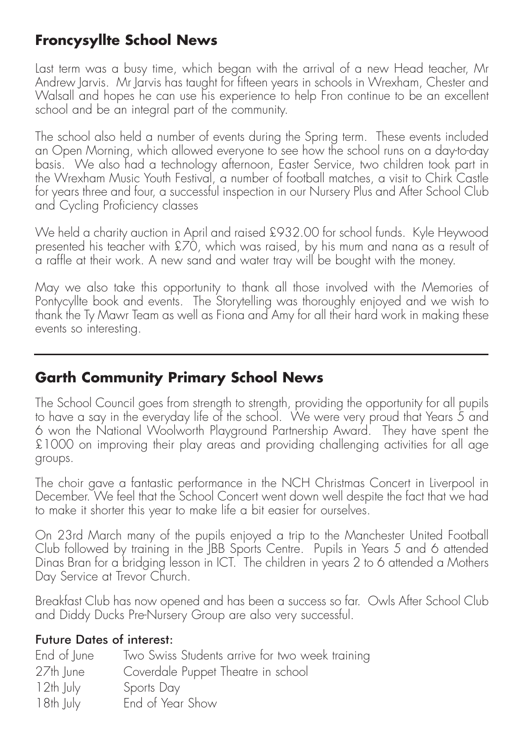## Froncysyllte School News

Last term was a busy time, which began with the arrival of a new Head teacher, Mr Andrew Jarvis. Mr Jarvis has taught for fifteen years in schools in Wrexham, Chester and Walsall and hopes he can use his experience to help Fron continue to be an excellent school and be an integral part of the community.

The school also held a number of events during the Spring term. These events included an Open Morning, which allowed everyone to see how the school runs on a day-to-day basis. We also had a technology afternoon, Easter Service, two children took part in the Wrexham Music Youth Festival, a number of football matches, a visit to Chirk Castle for years three and four, a successful inspection in our Nursery Plus and After School Club and Cycling Proficiency classes

We held a charity auction in April and raised £932.00 for school funds. Kyle Heywood presented his teacher with £70, which was raised, by his mum and nana as a result of a raffle at their work. A new sand and water tray will be bought with the money.

May we also take this opportunity to thank all those involved with the Memories of Pontycyllte book and events. The Storytelling was thoroughly enjoyed and we wish to thank the Ty Mawr Team as well as Fiona and Amy for all their hard work in making these events so interesting.

---

## Garth Community Primary School News

The School Council goes from strength to strength, providing the opportunity for all pupils to have a say in the everyday life of the school. We were very proud that Years 5 and 6 won the National Woolworth Playground Partnership Award. They have spent the £1000 on improving their play areas and providing challenging activities for all age groups.

The choir gave a fantastic performance in the NCH Christmas Concert in Liverpool in December. We feel that the School Concert went down well despite the fact that we had to make it shorter this year to make life a bit easier for ourselves.

On 23rd March many of the pupils enjoyed a trip to the Manchester United Football Club followed by training in the JBB Sports Centre. Pupils in Years 5 and 6 attended Dinas Bran for a bridging lesson in ICT. The children in years 2 to 6 attended a Mothers Day Service at Trevor Church.

Breakfast Club has now opened and has been a success so far. Owls After School Club and Diddy Ducks Pre-Nursery Group are also very successful.

### Future Dates of interest:

| | |
|---|---|
| End of June | Two Swiss Students arrive for two week training |
| 27th June | Coverdale Puppet Theatre in school |
| 12th July | Sports Day |
| 18th July | End of Year Show |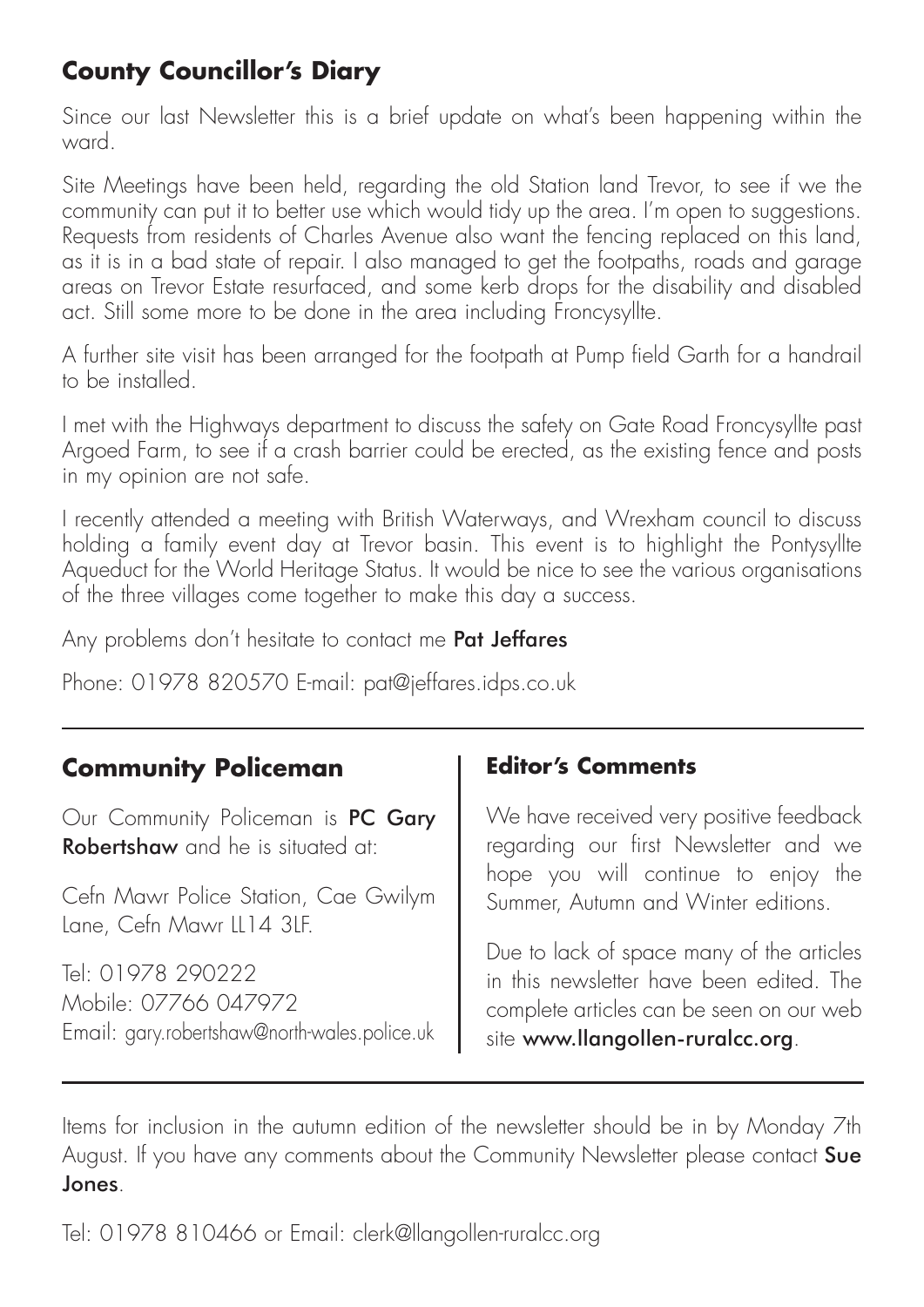## County Councillor's Diary

Since our last Newsletter this is a brief update on what's been happening within the ward.

Site Meetings have been held, regarding the old Station land Trevor, to see if we the community can put it to better use which would tidy up the area. I'm open to suggestions. Requests from residents of Charles Avenue also want the fencing replaced on this land, as it is in a bad state of repair. I also managed to get the footpaths, roads and garage areas on Trevor Estate resurfaced, and some kerb drops for the disability and disabled act. Still some more to be done in the area including Froncysyllte.

A further site visit has been arranged for the footpath at Pump field Garth for a handrail to be installed.

I met with the Highways department to discuss the safety on Gate Road Froncysyllte past Argoed Farm, to see if a crash barrier could be erected, as the existing fence and posts in my opinion are not safe.

I recently attended a meeting with British Waterways, and Wrexham council to discuss holding a family event day at Trevor basin. This event is to highlight the Pontysyllte Aqueduct for the World Heritage Status. It would be nice to see the various organisations of the three villages come together to make this day a success.

Any problems don't hesitate to contact me **Pat Jeffares**

Phone: 01978 820570 E-mail: pat@jeffares.idps.co.uk

---

## Community Policeman

Our Community Policeman is **PC Gary Robertshaw** and he is situated at:

Cefn Mawr Police Station, Cae Gwilym Lane, Cefn Mawr LL14 3LF.

Tel: 01978 290222
Mobile: 07766 047972
Email: gary.robertshaw@north-wales.police.uk

### Editor's Comments

We have received very positive feedback regarding our first Newsletter and we hope you will continue to enjoy the Summer, Autumn and Winter editions.

Due to lack of space many of the articles in this newsletter have been edited. The complete articles can be seen on our web site **www.llangollen-ruralcc.org**.

---

Items for inclusion in the autumn edition of the newsletter should be in by Monday 7th August. If you have any comments about the Community Newsletter please contact **Sue Jones**.

Tel: 01978 810466 or Email: clerk@llangollen-ruralcc.org